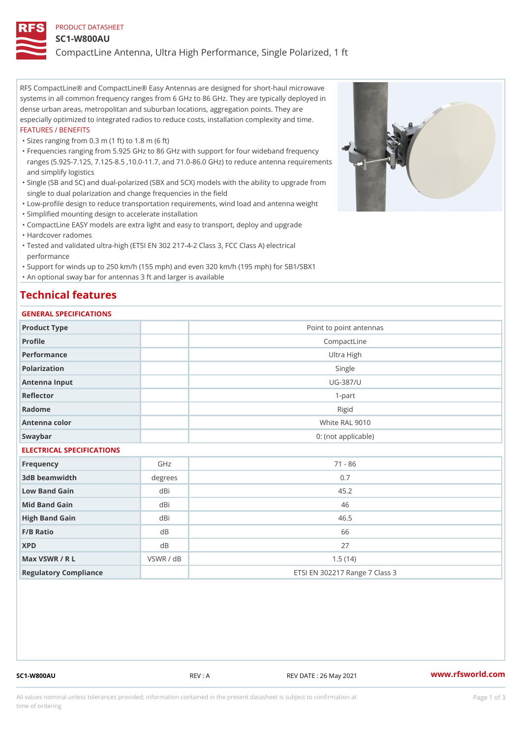PRODUCT DATASHEET

# SC1-W800AU

## CompactLine Antenna, Ultra High Performance, Single Polarized, 1 ft

RFS CompactLine® and CompactLine® Easy Antennas are designed for short-haul microwave systems in all common frequency ranges from 6 GHz to 86 GHz. They are typically deployed in dense urban areas, metropolitan and suburban locations, aggregation points. They are especially optimized to integrated radios to reduce costs, installation complexity and time.

FEATURES / BENEFITS

- Sizes ranging from 0.3 m (1 ft) to 1.8 m (6 ft)
- Frequencies ranging from 5.925 GHz to 86 GHz with support for four wideband frequency ranges (5.925-7.125, 7.125-8.5 ,10.0-11.7, and 71.0-86.0 GHz) to reduce antenna requirements and simplify logistics
- Single (SB and SC) and dual-polarized (SBX and SCX) models with the ability to upgrade from single to dual polarization and change frequencies in the field
- Low-profile design to reduce transportation requirements, wind load and antenna weight
- Simplified mounting design to accelerate installation
- CompactLine EASY models are extra light and easy to transport, deploy and upgrade
- Hardcover radomes
- Tested and validated ultra-high (ETSI EN 302 217-4-2 Class 3, FCC Class A) electrical performance
- Support for winds up to 250 km/h (155 mph) and even 320 km/h (195 mph) for SB1/SBX1
- An optional sway bar for antennas 3 ft and larger is available

## Technical features

### GENERAL SPECIFICATIONS

| | | |
|---|---|---|
| Product Type | | Point to point antennas |
| Profile | | CompactLine |
| Performance | | Ultra High |
| Polarization | | Single |
| Antenna Input | | UG-387/U |
| Reflector | | 1-part |
| Radome | | Rigid |
| Antenna color | | White RAL 9010 |
| Swaybar | | 0: (not applicable) |

### ELECTRICAL SPECIFICATIONS

| | | |
|---|---|---|
| Frequency | GHz | 71 - 86 |
| 3dB beamwidth | degrees | 0.7 |
| Low Band Gain | dBi | 45.2 |
| Mid Band Gain | dBi | 46 |
| High Band Gain | dBi | 46.5 |
| F/B Ratio | dB | 66 |
| XPD | dB | 27 |
| Max VSWR / R L | VSWR / dB | 1.5 (14) |
| Regulatory Compliance | | ETSI EN 302217 Range 7 Class 3 |

SC1-W800AU REV : A REV DATE : 26 May 2021 www.rfsworld.com

All values nominal unless tolerances provided; information contained in the present datasheet is subject to confirmation at time of ordering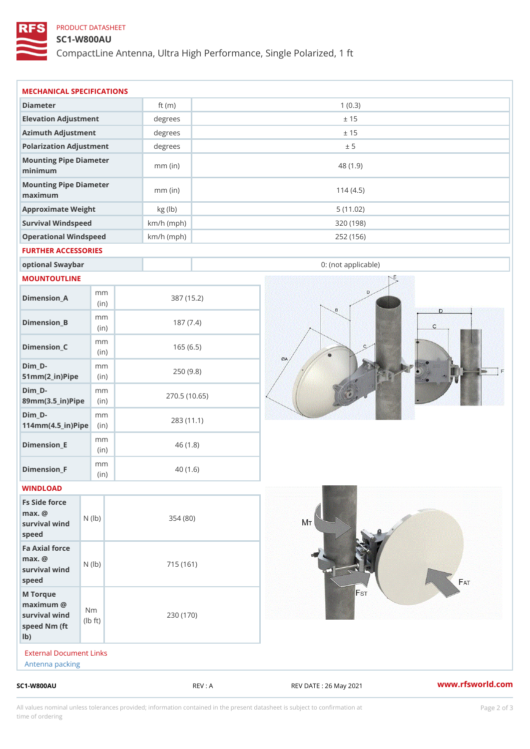PRODUCT DATASHEET

# SC1-W800AU

CompactLine Antenna, Ultra High Performance, Single Polarized, 1 ft

## MECHANICAL SPECIFICATIONS

| | | |
|---|---|---|
| Diameter | ft (m) | 1 (0.3) |
| Elevation Adjustment | degrees | ± 15 |
| Azimuth Adjustment | degrees | ± 15 |
| Polarization Adjustment | degrees | ± 5 |
| Mounting Pipe Diameter minimum | mm (in) | 48 (1.9) |
| Mounting Pipe Diameter maximum | mm (in) | 114 (4.5) |
| Approximate Weight | kg (lb) | 5 (11.02) |
| Survival Windspeed | km/h (mph) | 320 (198) |
| Operational Windspeed | km/h (mph) | 252 (156) |

## FURTHER ACCESSORIES

| | | |
|---|---|---|
| optional Swaybar | | 0: (not applicable) |

## MOUNTOUTLINE

| | | |
|---|---|---|
| Dimension_A | mm (in) | 387 (15.2) |
| Dimension_B | mm (in) | 187 (7.4) |
| Dimension_C | mm (in) | 165 (6.5) |
| Dim_D-51mm(2_in)Pipe | mm (in) | 250 (9.8) |
| Dim_D-89mm(3.5_in)Pipe | mm (in) | 270.5 (10.65) |
| Dim_D-114mm(4.5_in)Pipe | mm (in) | 283 (11.1) |
| Dimension_E | mm (in) | 46 (1.8) |
| Dimension_F | mm (in) | 40 (1.6) |

## WINDLOAD

| | | |
|---|---|---|
| Fs Side force max. @ survival wind speed | N (lb) | 354 (80) |
| Fa Axial force max. @ survival wind speed | N (lb) | 715 (161) |
| M Torque maximum @ survival wind speed Nm (ft lb) | Nm (lb ft) | 230 (170) |

External Document Links

Antenna packing

SC1-W800AU REV : A REV DATE : 26 May 2021 www.rfsworld.com

All values nominal unless tolerances provided; information contained in the present datasheet is subject to confirmation at time of ordering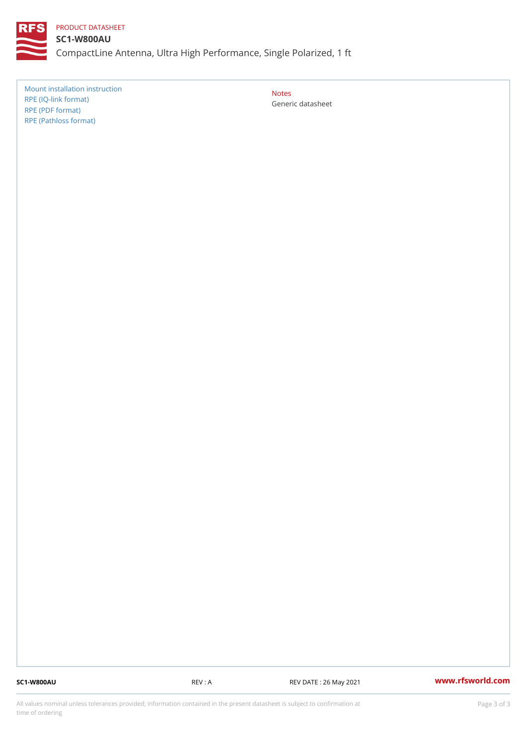Mount installation instruction
RPE (IQ-link format)
RPE (PDF format)
RPE (Pathloss format)

Notes

Generic datasheet